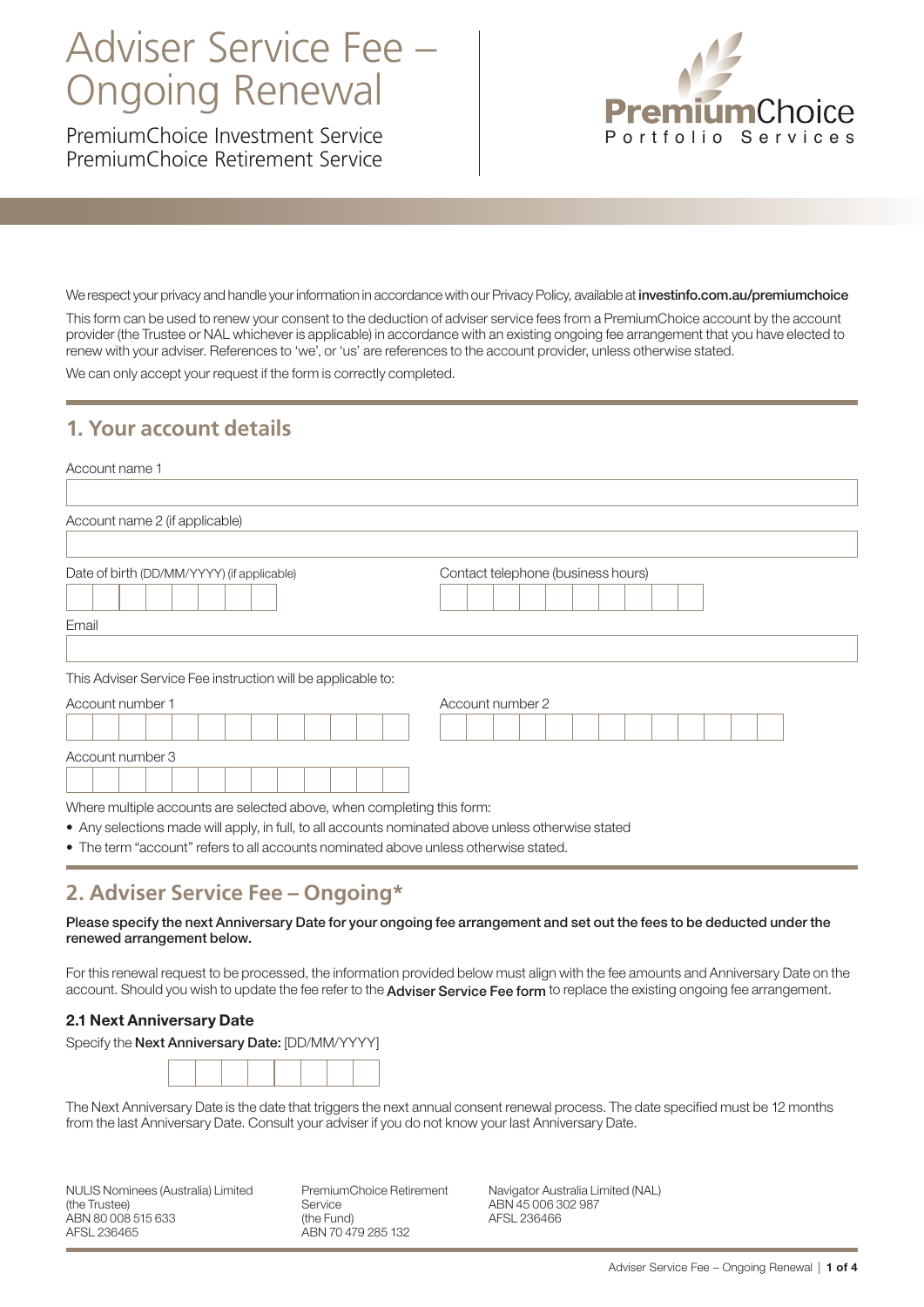# Adviser Service Fee – Ongoing Renewal

PremiumChoice Investment Service
PremiumChoice Retirement Service

PremiumChoice Portfolio Services

We respect your privacy and handle your information in accordance with our Privacy Policy, available at **investinfo.com.au/premiumchoice**

This form can be used to renew your consent to the deduction of adviser service fees from a PremiumChoice account by the account provider (the Trustee or NAL whichever is applicable) in accordance with an existing ongoing fee arrangement that you have elected to renew with your adviser. References to 'we', or 'us' are references to the account provider, unless otherwise stated.

We can only accept your request if the form is correctly completed.

## 1. Your account details

Account name 1

Account name 2 (if applicable)

Date of birth (DD/MM/YYYY) (if applicable)

Contact telephone (business hours)

Email

This Adviser Service Fee instruction will be applicable to:

Account number 1

Account number 2

Account number 3

Where multiple accounts are selected above, when completing this form:

- Any selections made will apply, in full, to all accounts nominated above unless otherwise stated
- The term "account" refers to all accounts nominated above unless otherwise stated.

## 2. Adviser Service Fee – Ongoing*

**Please specify the next Anniversary Date for your ongoing fee arrangement and set out the fees to be deducted under the renewed arrangement below.**

For this renewal request to be processed, the information provided below must align with the fee amounts and Anniversary Date on the account. Should you wish to update the fee refer to the **Adviser Service Fee form** to replace the existing ongoing fee arrangement.

### 2.1 Next Anniversary Date

Specify the **Next Anniversary Date:** [DD/MM/YYYY]

The Next Anniversary Date is the date that triggers the next annual consent renewal process. The date specified must be 12 months from the last Anniversary Date. Consult your adviser if you do not know your last Anniversary Date.

NULIS Nominees (Australia) Limited
(the Trustee)
ABN 80 008 515 633
AFSL 236465

PremiumChoice Retirement Service
(the Fund)
ABN 70 479 285 132

Navigator Australia Limited (NAL)
ABN 45 006 302 987
AFSL 236466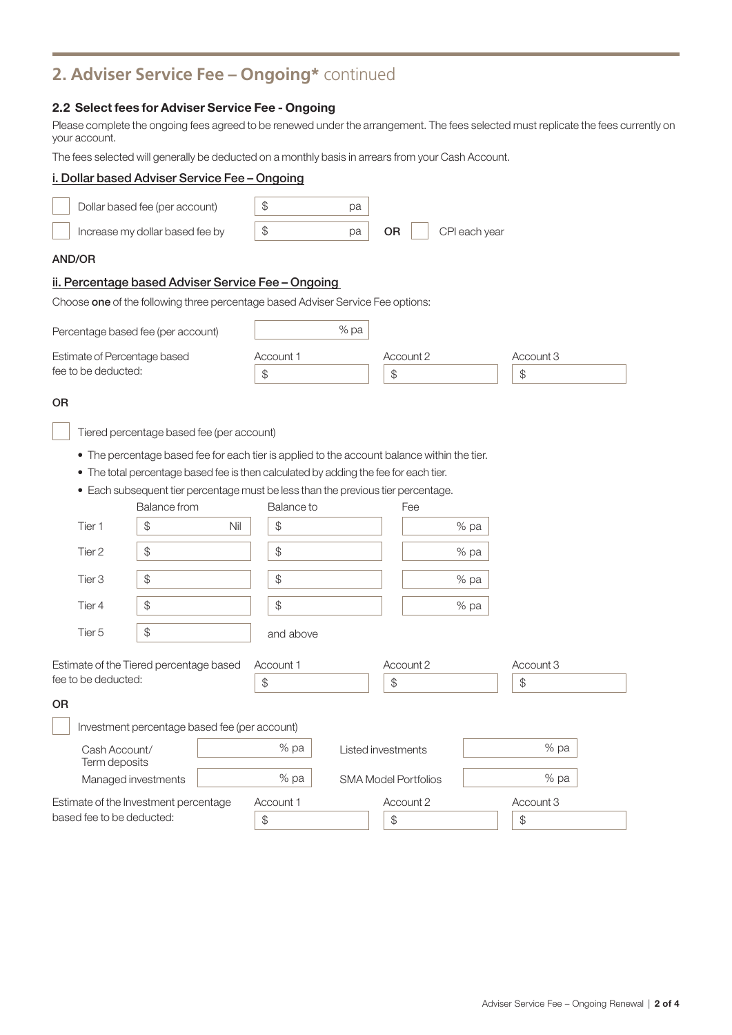## 2. Adviser Service Fee – Ongoing* continued

### 2.2 Select fees for Adviser Service Fee - Ongoing

Please complete the ongoing fees agreed to be renewed under the arrangement. The fees selected must replicate the fees currently on your account.

The fees selected will generally be deducted on a monthly basis in arrears from your Cash Account.

#### i. Dollar based Adviser Service Fee – Ongoing

☐ Dollar based fee (per account) $ ______ pa

☐ Increase my dollar based fee by $ ______ pa **OR** ☐ CPI each year

**AND/OR**

#### ii. Percentage based Adviser Service Fee – Ongoing

Choose **one** of the following three percentage based Adviser Service Fee options:

Percentage based fee (per account) ______ % pa

| Estimate of Percentage based fee to be deducted: | Account 1 | Account 2 | Account 3 |
|---|---|---|---|
| | $ | $ | $ |

**OR**

☐ Tiered percentage based fee (per account)

- The percentage based fee for each tier is applied to the account balance within the tier.
- The total percentage based fee is then calculated by adding the fee for each tier.
- Each subsequent tier percentage must be less than the previous tier percentage.

| | Balance from | Balance to | Fee |
|---|---|---|---|
| Tier 1 | $ Nil | $ | % pa |
| Tier 2 | $ | $ | % pa |
| Tier 3 | $ | $ | % pa |
| Tier 4 | $ | $ | % pa |
| Tier 5 | $ | and above | |

| Estimate of the Tiered percentage based fee to be deducted: | Account 1 | Account 2 | Account 3 |
|---|---|---|---|
| | $ | $ | $ |

**OR**

☐ Investment percentage based fee (per account)

| | | | |
|---|---|---|---|
| Cash Account/ Term deposits | % pa | Listed investments | % pa |
| Managed investments | % pa | SMA Model Portfolios | % pa |

| Estimate of the Investment percentage based fee to be deducted: | Account 1 | Account 2 | Account 3 |
|---|---|---|---|
| | $ | $ | $ |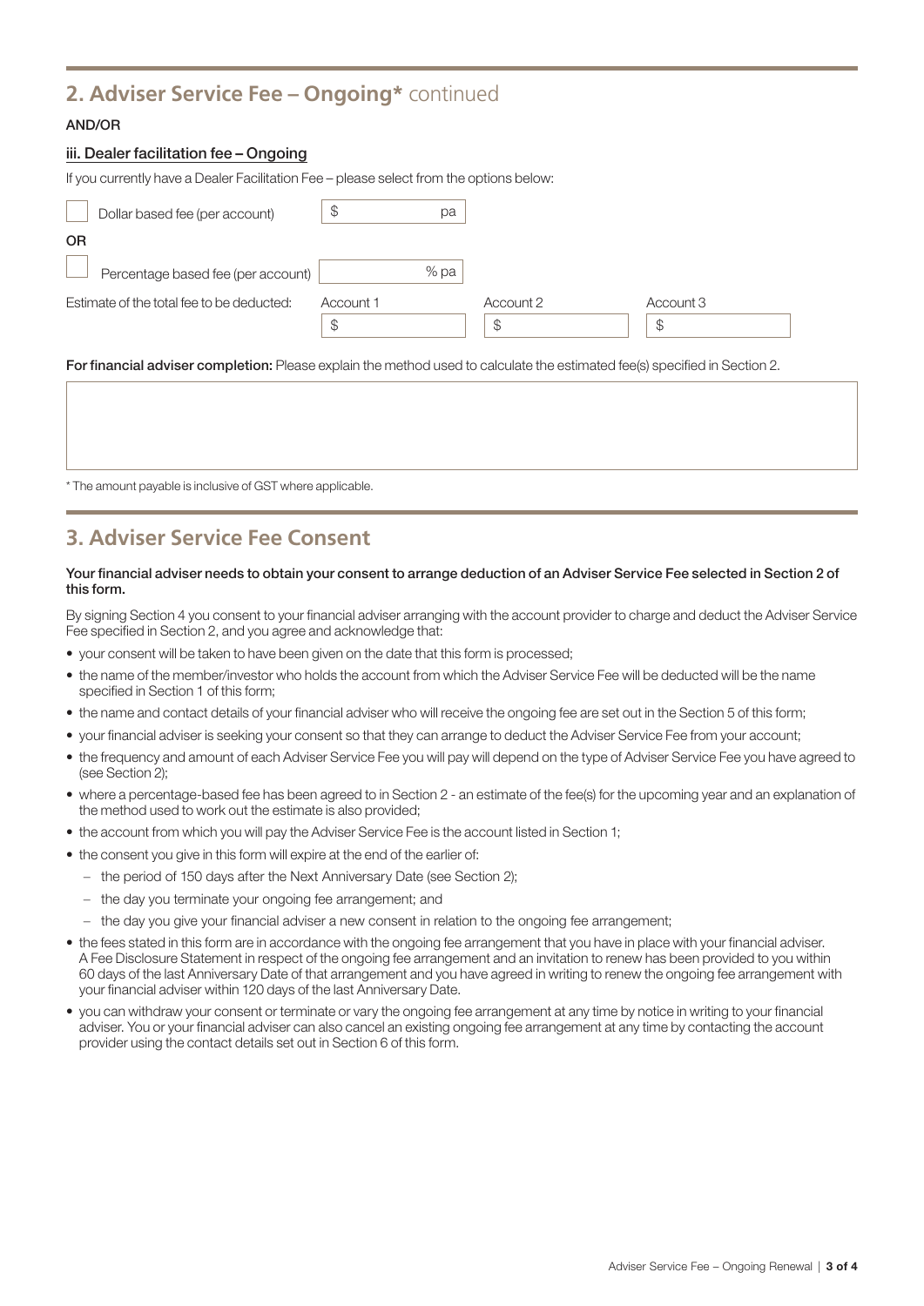## 2. Adviser Service Fee – Ongoing* continued

**AND/OR**

**iii. Dealer facilitation fee – Ongoing**

If you currently have a Dealer Facilitation Fee – please select from the options below:

☐ Dollar based fee (per account) $ ______ pa

**OR**

☐ Percentage based fee (per account) ______ % pa

| Estimate of the total fee to be deducted: | Account 1 | Account 2 | Account 3 |
|---|---|---|---|
| | $ | $ | $ |

**For financial adviser completion:** Please explain the method used to calculate the estimated fee(s) specified in Section 2.

\* The amount payable is inclusive of GST where applicable.

## 3. Adviser Service Fee Consent

**Your financial adviser needs to obtain your consent to arrange deduction of an Adviser Service Fee selected in Section 2 of this form.**

By signing Section 4 you consent to your financial adviser arranging with the account provider to charge and deduct the Adviser Service Fee specified in Section 2, and you agree and acknowledge that:

- your consent will be taken to have been given on the date that this form is processed;
- the name of the member/investor who holds the account from which the Adviser Service Fee will be deducted will be the name specified in Section 1 of this form;
- the name and contact details of your financial adviser who will receive the ongoing fee are set out in the Section 5 of this form;
- your financial adviser is seeking your consent so that they can arrange to deduct the Adviser Service Fee from your account;
- the frequency and amount of each Adviser Service Fee you will pay will depend on the type of Adviser Service Fee you have agreed to (see Section 2);
- where a percentage-based fee has been agreed to in Section 2 - an estimate of the fee(s) for the upcoming year and an explanation of the method used to work out the estimate is also provided;
- the account from which you will pay the Adviser Service Fee is the account listed in Section 1;
- the consent you give in this form will expire at the end of the earlier of:
  - the period of 150 days after the Next Anniversary Date (see Section 2);
  - the day you terminate your ongoing fee arrangement; and
  - the day you give your financial adviser a new consent in relation to the ongoing fee arrangement;
- the fees stated in this form are in accordance with the ongoing fee arrangement that you have in place with your financial adviser. A Fee Disclosure Statement in respect of the ongoing fee arrangement and an invitation to renew has been provided to you within 60 days of the last Anniversary Date of that arrangement and you have agreed in writing to renew the ongoing fee arrangement with your financial adviser within 120 days of the last Anniversary Date.
- you can withdraw your consent or terminate or vary the ongoing fee arrangement at any time by notice in writing to your financial adviser. You or your financial adviser can also cancel an existing ongoing fee arrangement at any time by contacting the account provider using the contact details set out in Section 6 of this form.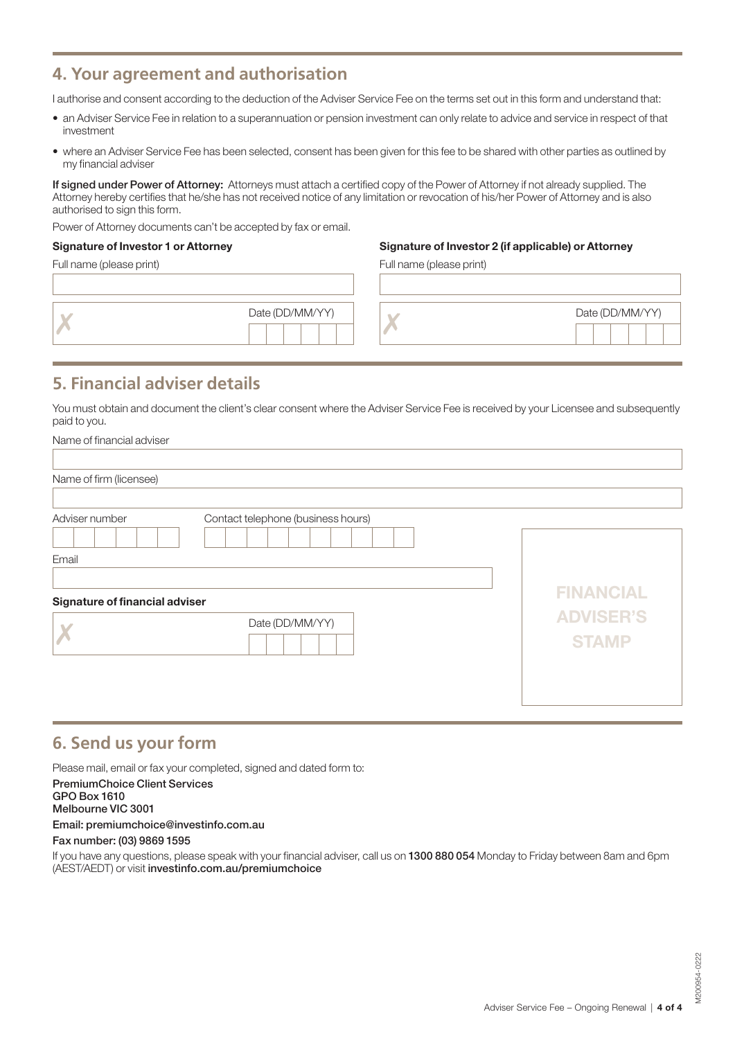## 4. Your agreement and authorisation

I authorise and consent according to the deduction of the Adviser Service Fee on the terms set out in this form and understand that:

- an Adviser Service Fee in relation to a superannuation or pension investment can only relate to advice and service in respect of that investment
- where an Adviser Service Fee has been selected, consent has been given for this fee to be shared with other parties as outlined by my financial adviser

**If signed under Power of Attorney:** Attorneys must attach a certified copy of the Power of Attorney if not already supplied. The Attorney hereby certifies that he/she has not received notice of any limitation or revocation of his/her Power of Attorney and is also authorised to sign this form.

Power of Attorney documents can't be accepted by fax or email.

**Signature of Investor 1 or Attorney**

Full name (please print)

✗

Date (DD/MM/YY)

**Signature of Investor 2 (if applicable) or Attorney**

Full name (please print)

✗

Date (DD/MM/YY)

## 5. Financial adviser details

You must obtain and document the client's clear consent where the Adviser Service Fee is received by your Licensee and subsequently paid to you.

Name of financial adviser

Name of firm (licensee)

Adviser number

Contact telephone (business hours)

Email

**Signature of financial adviser**

✗

Date (DD/MM/YY)

FINANCIAL ADVISER'S STAMP

## 6. Send us your form

Please mail, email or fax your completed, signed and dated form to:

**PremiumChoice Client Services**
**GPO Box 1610**
**Melbourne VIC 3001**

**Email: premiumchoice@investinfo.com.au**

**Fax number: (03) 9869 1595**

If you have any questions, please speak with your financial adviser, call us on **1300 880 054** Monday to Friday between 8am and 6pm (AEST/AEDT) or visit **investinfo.com.au/premiumchoice**

M200954-0222